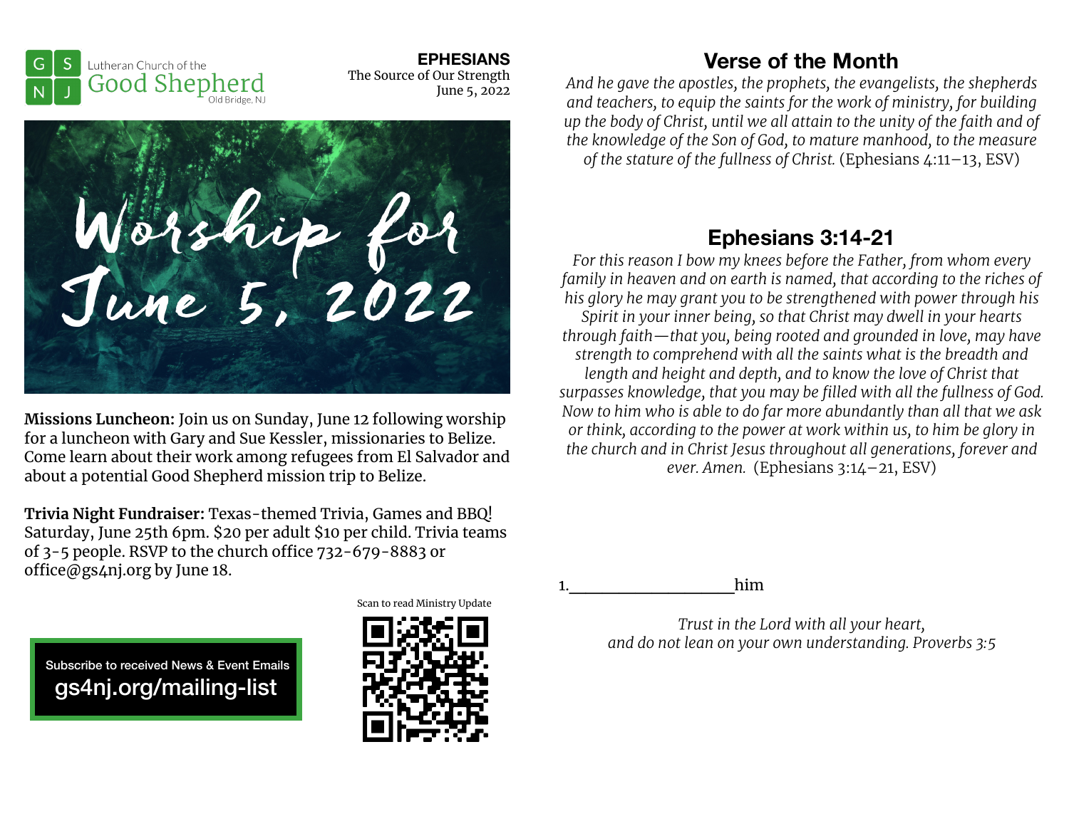Lutheran Church of the Good Shepherd
Old Bridge, NJ

**EPHESIANS**
The Source of Our Strength
June 5, 2022

Worship for June 5, 2022

**Missions Luncheon:** Join us on Sunday, June 12 following worship for a luncheon with Gary and Sue Kessler, missionaries to Belize. Come learn about their work among refugees from El Salvador and about a potential Good Shepherd mission trip to Belize.

**Trivia Night Fundraiser:** Texas-themed Trivia, Games and BBQ! Saturday, June 25th 6pm. $20 per adult $10 per child. Trivia teams of 3-5 people. RSVP to the church office 732-679-8883 or office@gs4nj.org by June 18.

Subscribe to received News & Event Emails
gs4nj.org/mailing-list

Scan to read Ministry Update

## Verse of the Month

*And he gave the apostles, the prophets, the evangelists, the shepherds and teachers, to equip the saints for the work of ministry, for building up the body of Christ, until we all attain to the unity of the faith and of the knowledge of the Son of God, to mature manhood, to the measure of the stature of the fullness of Christ.* (Ephesians 4:11–13, ESV)

## Ephesians 3:14-21

*For this reason I bow my knees before the Father, from whom every family in heaven and on earth is named, that according to the riches of his glory he may grant you to be strengthened with power through his Spirit in your inner being, so that Christ may dwell in your hearts through faith—that you, being rooted and grounded in love, may have strength to comprehend with all the saints what is the breadth and length and height and depth, and to know the love of Christ that surpasses knowledge, that you may be filled with all the fullness of God. Now to him who is able to do far more abundantly than all that we ask or think, according to the power at work within us, to him be glory in the church and in Christ Jesus throughout all generations, forever and ever. Amen.* (Ephesians 3:14–21, ESV)

1.___________________him

*Trust in the Lord with all your heart,*
*and do not lean on your own understanding. Proverbs 3:5*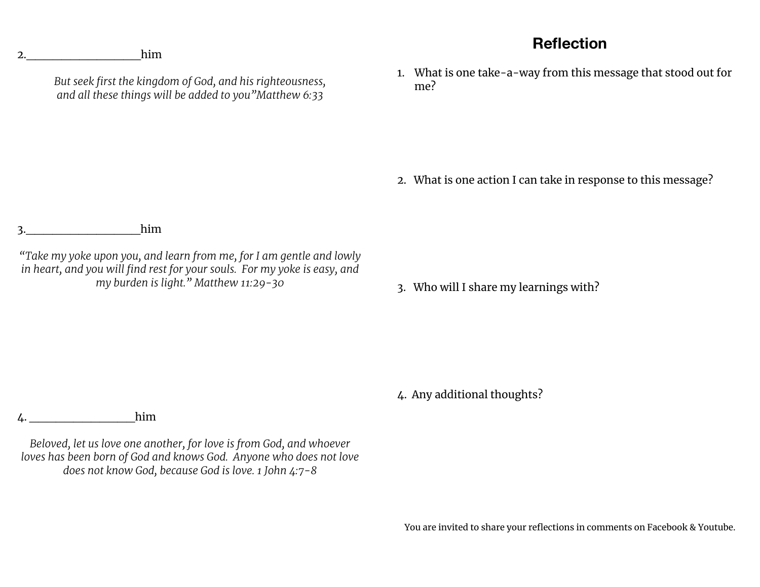2.___________________him

*But seek first the kingdom of God, and his righteousness, and all these things will be added to you"Matthew 6:33*

3.___________________him

*"Take my yoke upon you, and learn from me, for I am gentle and lowly in heart, and you will find rest for your souls. For my yoke is easy, and my burden is light." Matthew 11:29-30*

4. __________________him

*Beloved, let us love one another, for love is from God, and whoever loves has been born of God and knows God. Anyone who does not love does not know God, because God is love. 1 John 4:7-8*

## Reflection

1. What is one take-a-way from this message that stood out for me?

2. What is one action I can take in response to this message?

3. Who will I share my learnings with?

4. Any additional thoughts?

You are invited to share your reflections in comments on Facebook & Youtube.